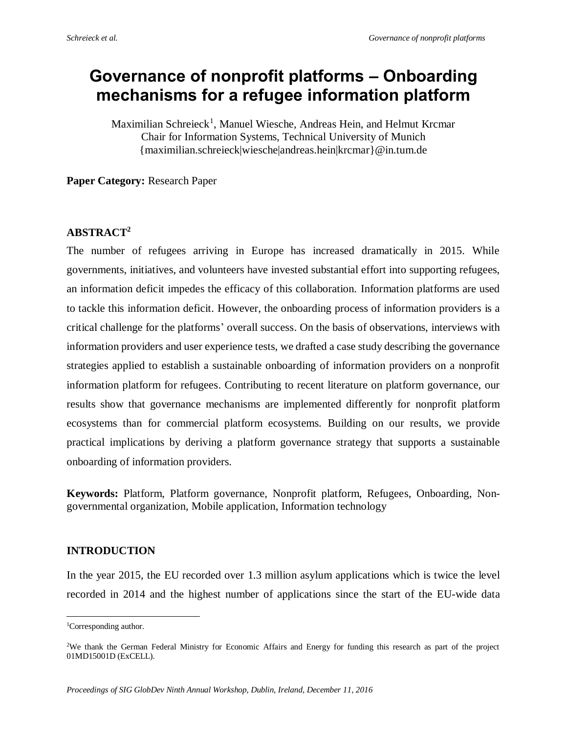# Governance of nonprofit platforms – Onboarding mechanisms for a refugee information platform

Maximilian Schreieck[1], Manuel Wiesche, Andreas Hein, and Helmut Krcmar
Chair for Information Systems, Technical University of Munich
{maximilian.schreieck|wiesche|andreas.hein|krcmar}@in.tum.de

**Paper Category:** Research Paper

## ABSTRACT[2]

The number of refugees arriving in Europe has increased dramatically in 2015. While governments, initiatives, and volunteers have invested substantial effort into supporting refugees, an information deficit impedes the efficacy of this collaboration. Information platforms are used to tackle this information deficit. However, the onboarding process of information providers is a critical challenge for the platforms' overall success. On the basis of observations, interviews with information providers and user experience tests, we drafted a case study describing the governance strategies applied to establish a sustainable onboarding of information providers on a nonprofit information platform for refugees. Contributing to recent literature on platform governance, our results show that governance mechanisms are implemented differently for nonprofit platform ecosystems than for commercial platform ecosystems. Building on our results, we provide practical implications by deriving a platform governance strategy that supports a sustainable onboarding of information providers.

**Keywords:** Platform, Platform governance, Nonprofit platform, Refugees, Onboarding, Non-governmental organization, Mobile application, Information technology

## INTRODUCTION

In the year 2015, the EU recorded over 1.3 million asylum applications which is twice the level recorded in 2014 and the highest number of applications since the start of the EU-wide data

---

[1]Corresponding author.

[2]We thank the German Federal Ministry for Economic Affairs and Energy for funding this research as part of the project 01MD15001D (ExCELL).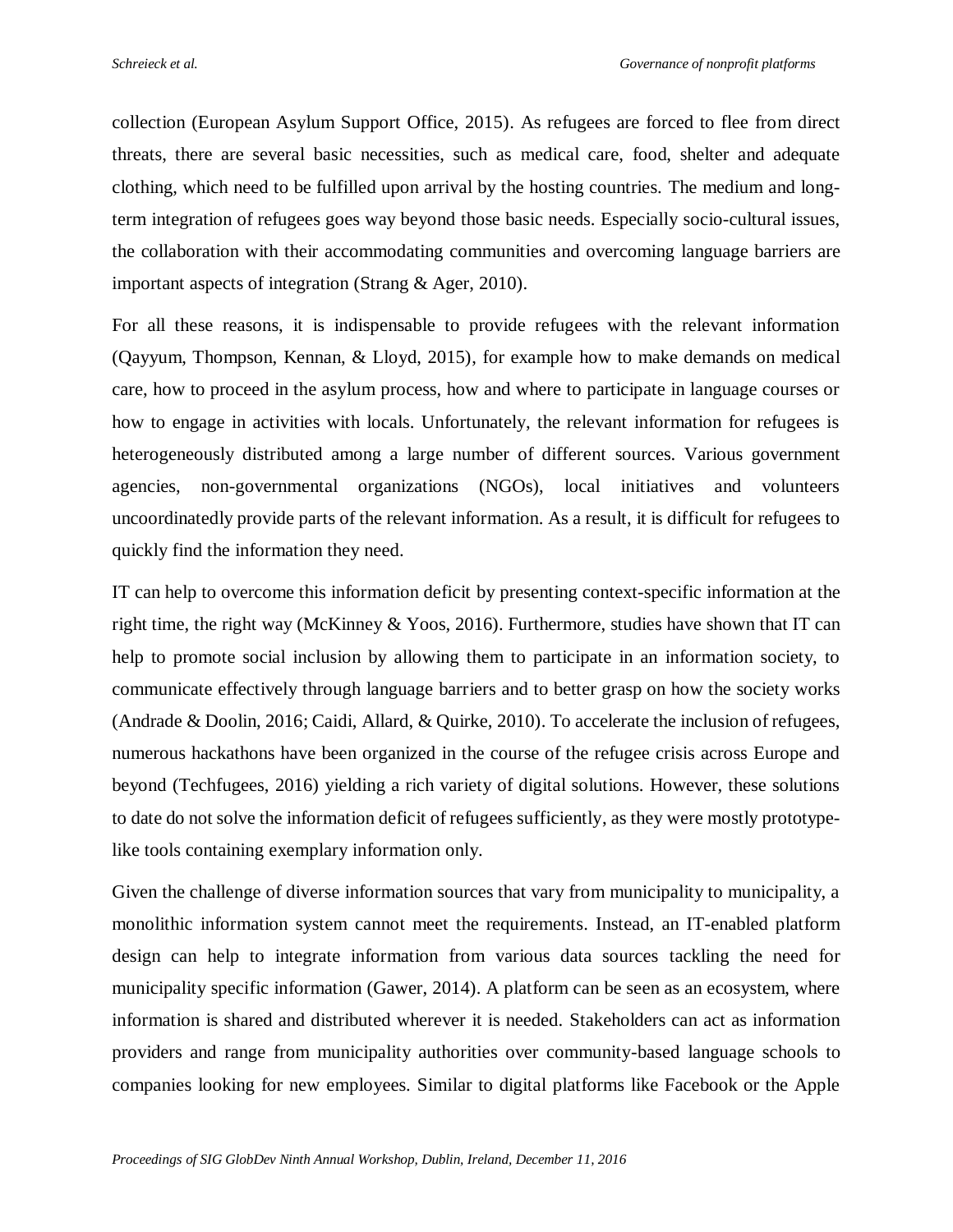collection (European Asylum Support Office, 2015). As refugees are forced to flee from direct threats, there are several basic necessities, such as medical care, food, shelter and adequate clothing, which need to be fulfilled upon arrival by the hosting countries. The medium and long-term integration of refugees goes way beyond those basic needs. Especially socio-cultural issues, the collaboration with their accommodating communities and overcoming language barriers are important aspects of integration (Strang & Ager, 2010).

For all these reasons, it is indispensable to provide refugees with the relevant information (Qayyum, Thompson, Kennan, & Lloyd, 2015), for example how to make demands on medical care, how to proceed in the asylum process, how and where to participate in language courses or how to engage in activities with locals. Unfortunately, the relevant information for refugees is heterogeneously distributed among a large number of different sources. Various government agencies, non-governmental organizations (NGOs), local initiatives and volunteers uncoordinatedly provide parts of the relevant information. As a result, it is difficult for refugees to quickly find the information they need.

IT can help to overcome this information deficit by presenting context-specific information at the right time, the right way (McKinney & Yoos, 2016). Furthermore, studies have shown that IT can help to promote social inclusion by allowing them to participate in an information society, to communicate effectively through language barriers and to better grasp on how the society works (Andrade & Doolin, 2016; Caidi, Allard, & Quirke, 2010). To accelerate the inclusion of refugees, numerous hackathons have been organized in the course of the refugee crisis across Europe and beyond (Techfugees, 2016) yielding a rich variety of digital solutions. However, these solutions to date do not solve the information deficit of refugees sufficiently, as they were mostly prototype-like tools containing exemplary information only.

Given the challenge of diverse information sources that vary from municipality to municipality, a monolithic information system cannot meet the requirements. Instead, an IT-enabled platform design can help to integrate information from various data sources tackling the need for municipality specific information (Gawer, 2014). A platform can be seen as an ecosystem, where information is shared and distributed wherever it is needed. Stakeholders can act as information providers and range from municipality authorities over community-based language schools to companies looking for new employees. Similar to digital platforms like Facebook or the Apple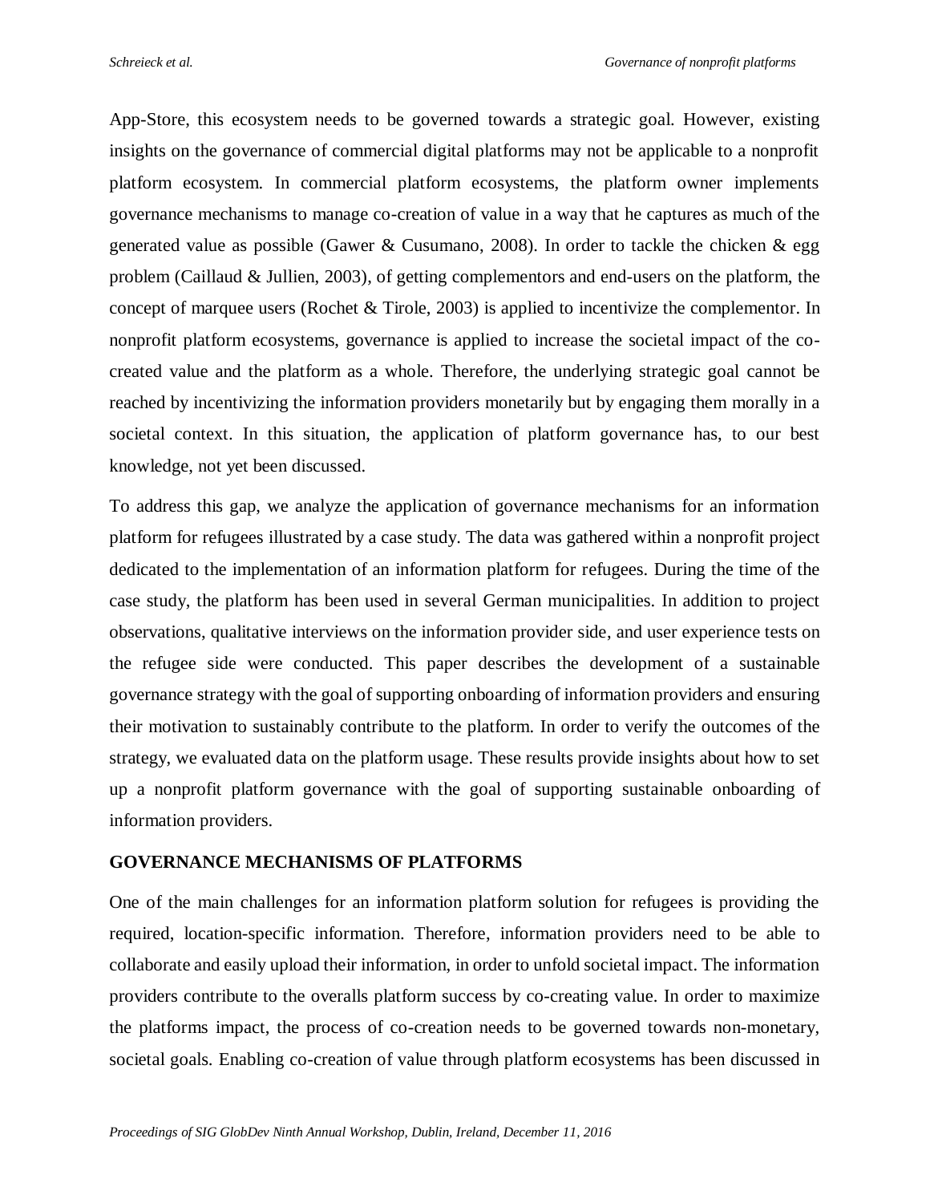App-Store, this ecosystem needs to be governed towards a strategic goal. However, existing insights on the governance of commercial digital platforms may not be applicable to a nonprofit platform ecosystem. In commercial platform ecosystems, the platform owner implements governance mechanisms to manage co-creation of value in a way that he captures as much of the generated value as possible (Gawer & Cusumano, 2008). In order to tackle the chicken & egg problem (Caillaud & Jullien, 2003), of getting complementors and end-users on the platform, the concept of marquee users (Rochet & Tirole, 2003) is applied to incentivize the complementor. In nonprofit platform ecosystems, governance is applied to increase the societal impact of the co-created value and the platform as a whole. Therefore, the underlying strategic goal cannot be reached by incentivizing the information providers monetarily but by engaging them morally in a societal context. In this situation, the application of platform governance has, to our best knowledge, not yet been discussed.

To address this gap, we analyze the application of governance mechanisms for an information platform for refugees illustrated by a case study. The data was gathered within a nonprofit project dedicated to the implementation of an information platform for refugees. During the time of the case study, the platform has been used in several German municipalities. In addition to project observations, qualitative interviews on the information provider side, and user experience tests on the refugee side were conducted. This paper describes the development of a sustainable governance strategy with the goal of supporting onboarding of information providers and ensuring their motivation to sustainably contribute to the platform. In order to verify the outcomes of the strategy, we evaluated data on the platform usage. These results provide insights about how to set up a nonprofit platform governance with the goal of supporting sustainable onboarding of information providers.

## GOVERNANCE MECHANISMS OF PLATFORMS

One of the main challenges for an information platform solution for refugees is providing the required, location-specific information. Therefore, information providers need to be able to collaborate and easily upload their information, in order to unfold societal impact. The information providers contribute to the overalls platform success by co-creating value. In order to maximize the platforms impact, the process of co-creation needs to be governed towards non-monetary, societal goals. Enabling co-creation of value through platform ecosystems has been discussed in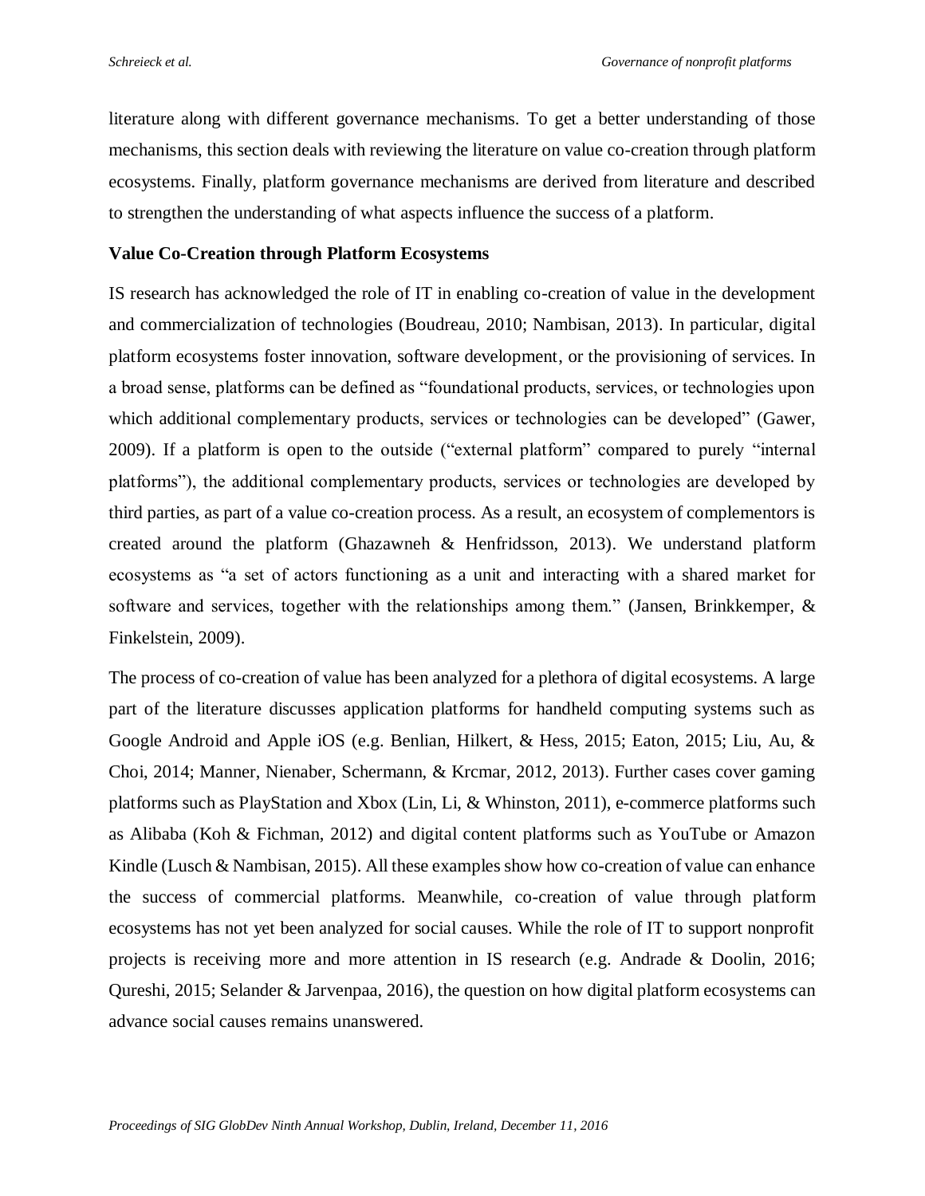literature along with different governance mechanisms. To get a better understanding of those mechanisms, this section deals with reviewing the literature on value co-creation through platform ecosystems. Finally, platform governance mechanisms are derived from literature and described to strengthen the understanding of what aspects influence the success of a platform.

### Value Co-Creation through Platform Ecosystems

IS research has acknowledged the role of IT in enabling co-creation of value in the development and commercialization of technologies (Boudreau, 2010; Nambisan, 2013). In particular, digital platform ecosystems foster innovation, software development, or the provisioning of services. In a broad sense, platforms can be defined as "foundational products, services, or technologies upon which additional complementary products, services or technologies can be developed" (Gawer, 2009). If a platform is open to the outside ("external platform" compared to purely "internal platforms"), the additional complementary products, services or technologies are developed by third parties, as part of a value co-creation process. As a result, an ecosystem of complementors is created around the platform (Ghazawneh & Henfridsson, 2013). We understand platform ecosystems as "a set of actors functioning as a unit and interacting with a shared market for software and services, together with the relationships among them." (Jansen, Brinkkemper, & Finkelstein, 2009).

The process of co-creation of value has been analyzed for a plethora of digital ecosystems. A large part of the literature discusses application platforms for handheld computing systems such as Google Android and Apple iOS (e.g. Benlian, Hilkert, & Hess, 2015; Eaton, 2015; Liu, Au, & Choi, 2014; Manner, Nienaber, Schermann, & Krcmar, 2012, 2013). Further cases cover gaming platforms such as PlayStation and Xbox (Lin, Li, & Whinston, 2011), e-commerce platforms such as Alibaba (Koh & Fichman, 2012) and digital content platforms such as YouTube or Amazon Kindle (Lusch & Nambisan, 2015). All these examples show how co-creation of value can enhance the success of commercial platforms. Meanwhile, co-creation of value through platform ecosystems has not yet been analyzed for social causes. While the role of IT to support nonprofit projects is receiving more and more attention in IS research (e.g. Andrade & Doolin, 2016; Qureshi, 2015; Selander & Jarvenpaa, 2016), the question on how digital platform ecosystems can advance social causes remains unanswered.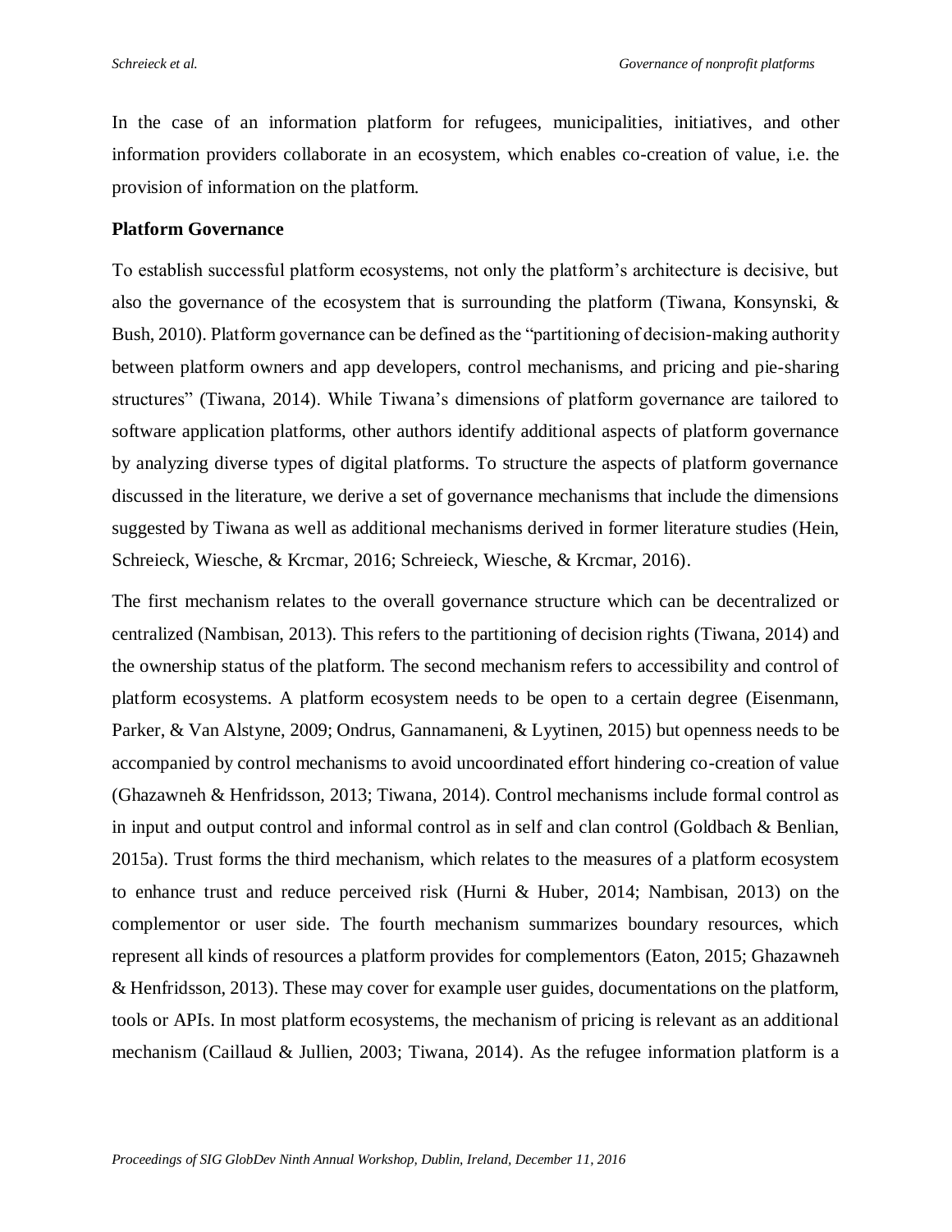In the case of an information platform for refugees, municipalities, initiatives, and other information providers collaborate in an ecosystem, which enables co-creation of value, i.e. the provision of information on the platform.

**Platform Governance**

To establish successful platform ecosystems, not only the platform's architecture is decisive, but also the governance of the ecosystem that is surrounding the platform (Tiwana, Konsynski, & Bush, 2010). Platform governance can be defined as the "partitioning of decision-making authority between platform owners and app developers, control mechanisms, and pricing and pie-sharing structures" (Tiwana, 2014). While Tiwana's dimensions of platform governance are tailored to software application platforms, other authors identify additional aspects of platform governance by analyzing diverse types of digital platforms. To structure the aspects of platform governance discussed in the literature, we derive a set of governance mechanisms that include the dimensions suggested by Tiwana as well as additional mechanisms derived in former literature studies (Hein, Schreieck, Wiesche, & Krcmar, 2016; Schreieck, Wiesche, & Krcmar, 2016).

The first mechanism relates to the overall governance structure which can be decentralized or centralized (Nambisan, 2013). This refers to the partitioning of decision rights (Tiwana, 2014) and the ownership status of the platform. The second mechanism refers to accessibility and control of platform ecosystems. A platform ecosystem needs to be open to a certain degree (Eisenmann, Parker, & Van Alstyne, 2009; Ondrus, Gannamaneni, & Lyytinen, 2015) but openness needs to be accompanied by control mechanisms to avoid uncoordinated effort hindering co-creation of value (Ghazawneh & Henfridsson, 2013; Tiwana, 2014). Control mechanisms include formal control as in input and output control and informal control as in self and clan control (Goldbach & Benlian, 2015a). Trust forms the third mechanism, which relates to the measures of a platform ecosystem to enhance trust and reduce perceived risk (Hurni & Huber, 2014; Nambisan, 2013) on the complementor or user side. The fourth mechanism summarizes boundary resources, which represent all kinds of resources a platform provides for complementors (Eaton, 2015; Ghazawneh & Henfridsson, 2013). These may cover for example user guides, documentations on the platform, tools or APIs. In most platform ecosystems, the mechanism of pricing is relevant as an additional mechanism (Caillaud & Jullien, 2003; Tiwana, 2014). As the refugee information platform is a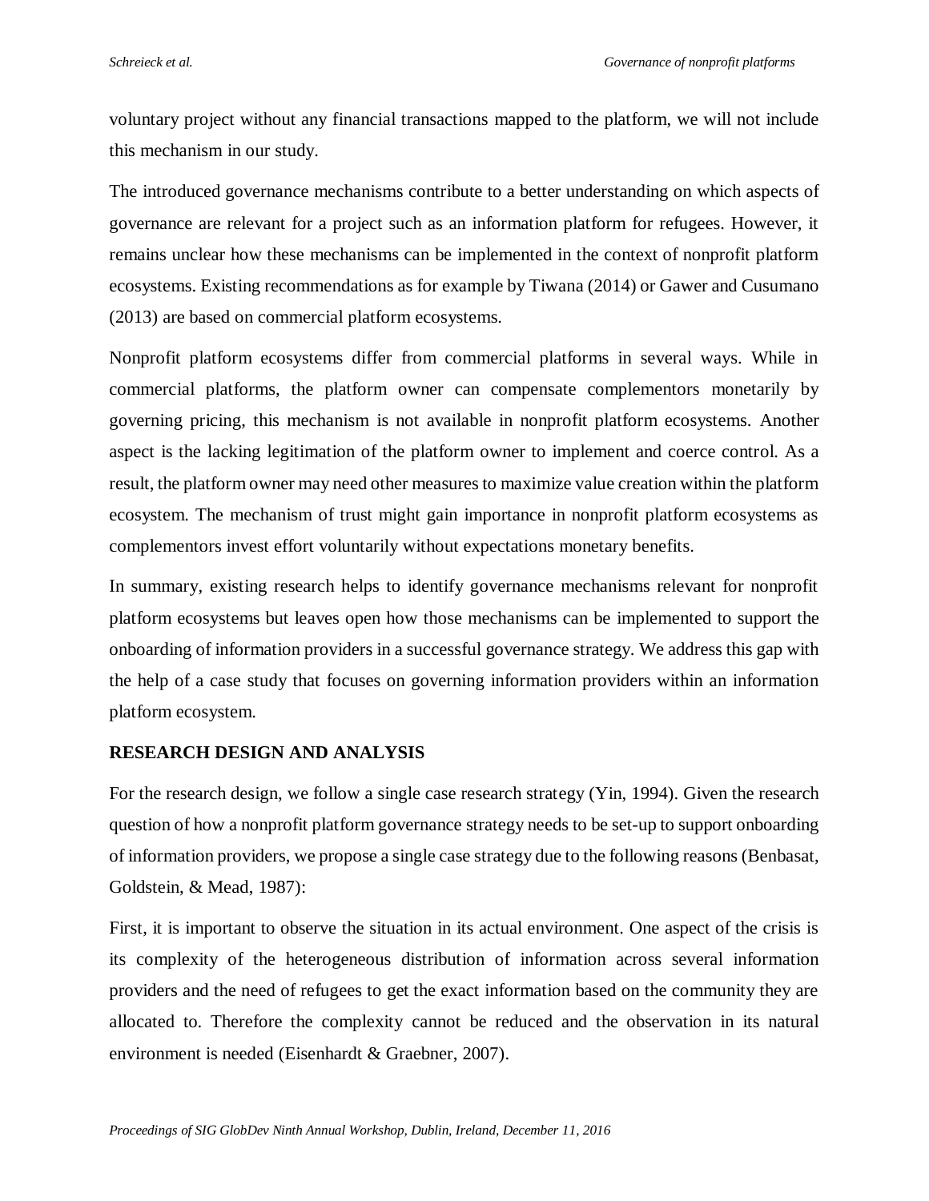voluntary project without any financial transactions mapped to the platform, we will not include this mechanism in our study.

The introduced governance mechanisms contribute to a better understanding on which aspects of governance are relevant for a project such as an information platform for refugees. However, it remains unclear how these mechanisms can be implemented in the context of nonprofit platform ecosystems. Existing recommendations as for example by Tiwana (2014) or Gawer and Cusumano (2013) are based on commercial platform ecosystems.

Nonprofit platform ecosystems differ from commercial platforms in several ways. While in commercial platforms, the platform owner can compensate complementors monetarily by governing pricing, this mechanism is not available in nonprofit platform ecosystems. Another aspect is the lacking legitimation of the platform owner to implement and coerce control. As a result, the platform owner may need other measures to maximize value creation within the platform ecosystem. The mechanism of trust might gain importance in nonprofit platform ecosystems as complementors invest effort voluntarily without expectations monetary benefits.

In summary, existing research helps to identify governance mechanisms relevant for nonprofit platform ecosystems but leaves open how those mechanisms can be implemented to support the onboarding of information providers in a successful governance strategy. We address this gap with the help of a case study that focuses on governing information providers within an information platform ecosystem.

## RESEARCH DESIGN AND ANALYSIS

For the research design, we follow a single case research strategy (Yin, 1994). Given the research question of how a nonprofit platform governance strategy needs to be set-up to support onboarding of information providers, we propose a single case strategy due to the following reasons (Benbasat, Goldstein, & Mead, 1987):

First, it is important to observe the situation in its actual environment. One aspect of the crisis is its complexity of the heterogeneous distribution of information across several information providers and the need of refugees to get the exact information based on the community they are allocated to. Therefore the complexity cannot be reduced and the observation in its natural environment is needed (Eisenhardt & Graebner, 2007).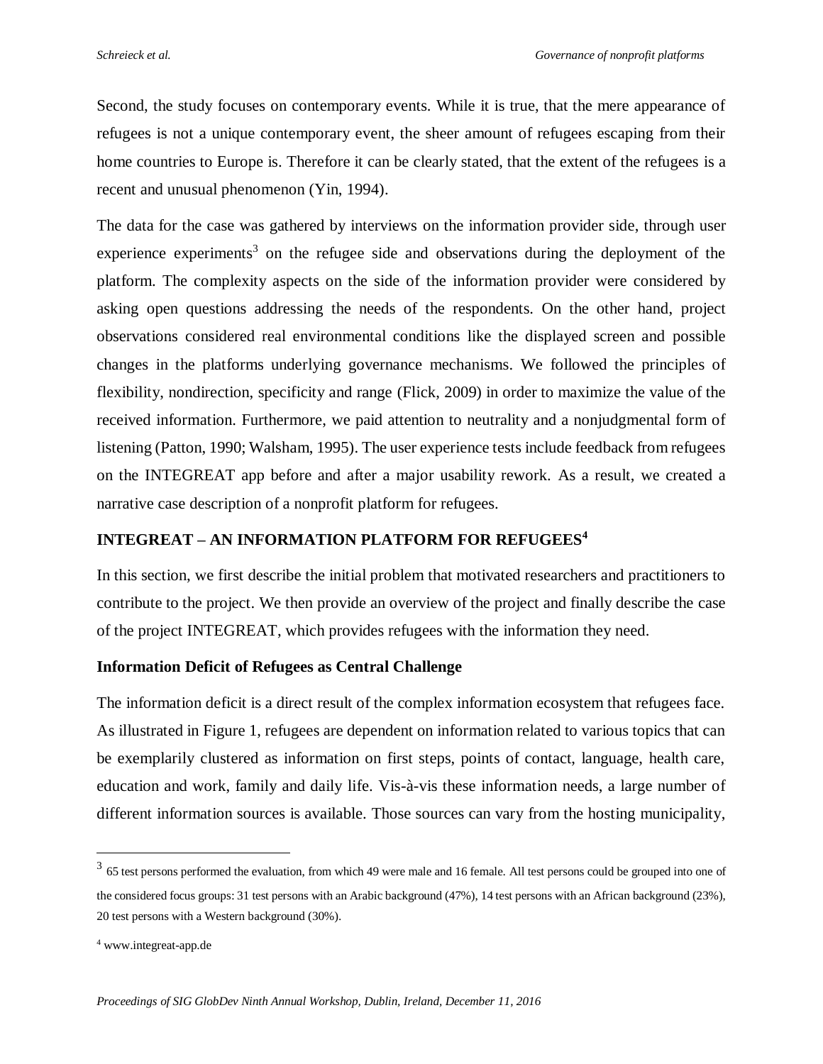Second, the study focuses on contemporary events. While it is true, that the mere appearance of refugees is not a unique contemporary event, the sheer amount of refugees escaping from their home countries to Europe is. Therefore it can be clearly stated, that the extent of the refugees is a recent and unusual phenomenon (Yin, 1994).

The data for the case was gathered by interviews on the information provider side, through user experience experiments[3] on the refugee side and observations during the deployment of the platform. The complexity aspects on the side of the information provider were considered by asking open questions addressing the needs of the respondents. On the other hand, project observations considered real environmental conditions like the displayed screen and possible changes in the platforms underlying governance mechanisms. We followed the principles of flexibility, nondirection, specificity and range (Flick, 2009) in order to maximize the value of the received information. Furthermore, we paid attention to neutrality and a nonjudgmental form of listening (Patton, 1990; Walsham, 1995). The user experience tests include feedback from refugees on the INTEGREAT app before and after a major usability rework. As a result, we created a narrative case description of a nonprofit platform for refugees.

## INTEGREAT – AN INFORMATION PLATFORM FOR REFUGEES[4]

In this section, we first describe the initial problem that motivated researchers and practitioners to contribute to the project. We then provide an overview of the project and finally describe the case of the project INTEGREAT, which provides refugees with the information they need.

### Information Deficit of Refugees as Central Challenge

The information deficit is a direct result of the complex information ecosystem that refugees face. As illustrated in Figure 1, refugees are dependent on information related to various topics that can be exemplarily clustered as information on first steps, points of contact, language, health care, education and work, family and daily life. Vis-à-vis these information needs, a large number of different information sources is available. Those sources can vary from the hosting municipality,

---

[3] 65 test persons performed the evaluation, from which 49 were male and 16 female. All test persons could be grouped into one of the considered focus groups: 31 test persons with an Arabic background (47%), 14 test persons with an African background (23%), 20 test persons with a Western background (30%).

[4] www.integreat-app.de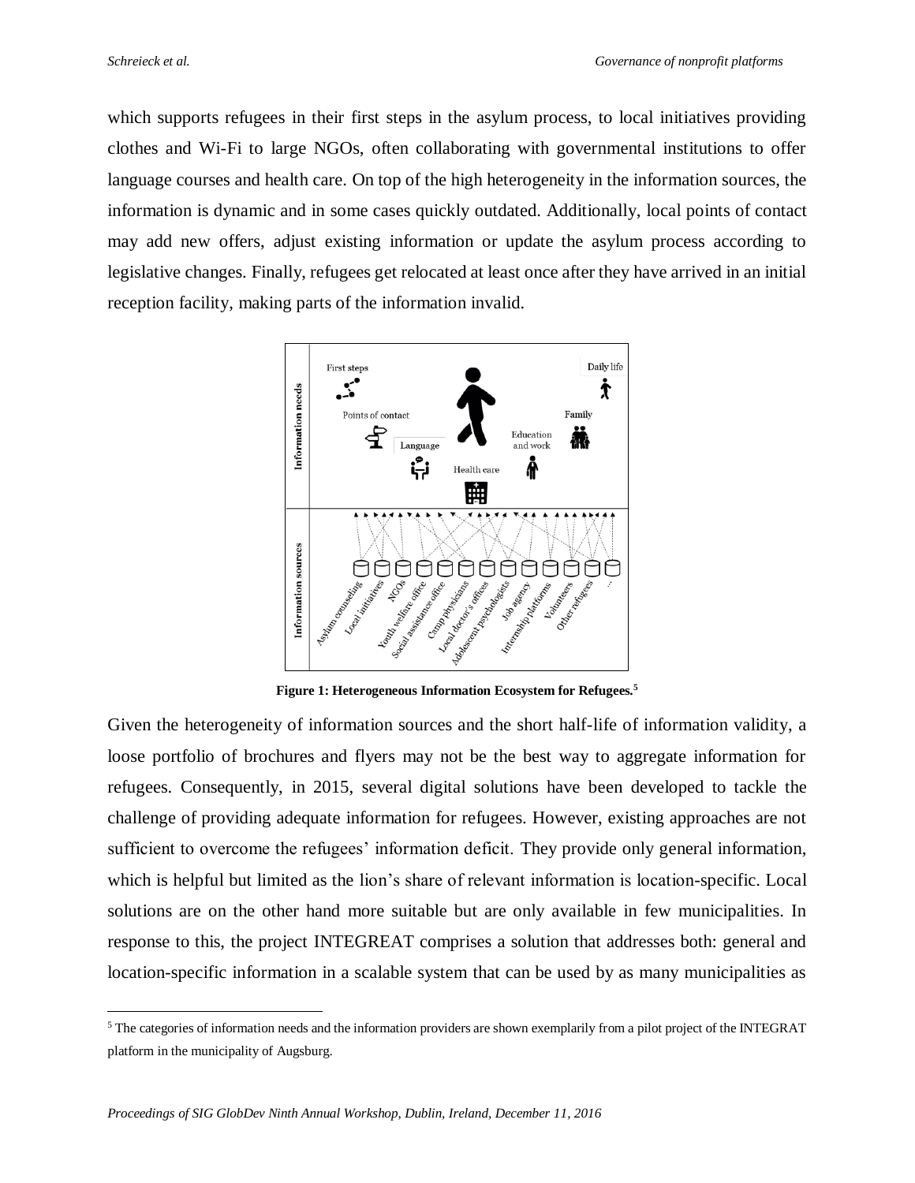which supports refugees in their first steps in the asylum process, to local initiatives providing clothes and Wi-Fi to large NGOs, often collaborating with governmental institutions to offer language courses and health care. On top of the high heterogeneity in the information sources, the information is dynamic and in some cases quickly outdated. Additionally, local points of contact may add new offers, adjust existing information or update the asylum process according to legislative changes. Finally, refugees get relocated at least once after they have arrived in an initial reception facility, making parts of the information invalid.

**Figure 1: Heterogeneous Information Ecosystem for Refugees.**[5]

Given the heterogeneity of information sources and the short half-life of information validity, a loose portfolio of brochures and flyers may not be the best way to aggregate information for refugees. Consequently, in 2015, several digital solutions have been developed to tackle the challenge of providing adequate information for refugees. However, existing approaches are not sufficient to overcome the refugees' information deficit. They provide only general information, which is helpful but limited as the lion's share of relevant information is location-specific. Local solutions are on the other hand more suitable but are only available in few municipalities. In response to this, the project INTEGREAT comprises a solution that addresses both: general and location-specific information in a scalable system that can be used by as many municipalities as

[5] The categories of information needs and the information providers are shown exemplarily from a pilot project of the INTEGRAT platform in the municipality of Augsburg.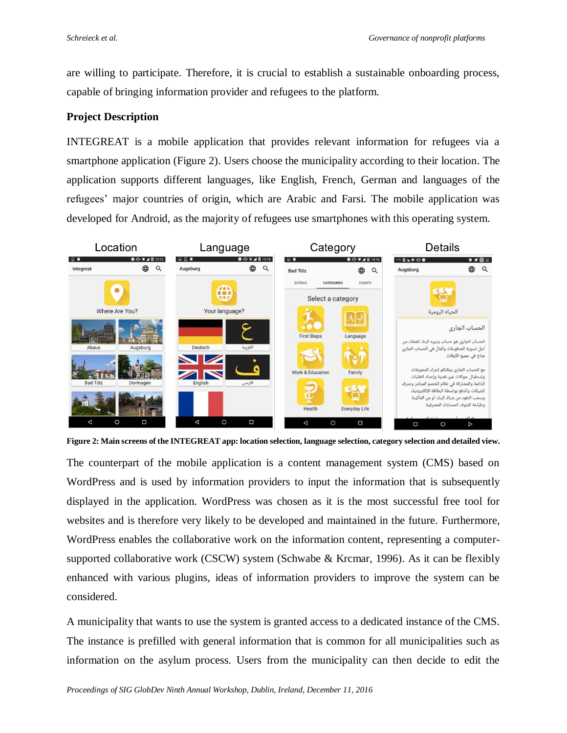are willing to participate. Therefore, it is crucial to establish a sustainable onboarding process, capable of bringing information provider and refugees to the platform.

## Project Description

INTEGREAT is a mobile application that provides relevant information for refugees via a smartphone application (Figure 2). Users choose the municipality according to their location. The application supports different languages, like English, French, German and languages of the refugees' major countries of origin, which are Arabic and Farsi. The mobile application was developed for Android, as the majority of refugees use smartphones with this operating system.

**Figure 2: Main screens of the INTEGREAT app: location selection, language selection, category selection and detailed view.**

The counterpart of the mobile application is a content management system (CMS) based on WordPress and is used by information providers to input the information that is subsequently displayed in the application. WordPress was chosen as it is the most successful free tool for websites and is therefore very likely to be developed and maintained in the future. Furthermore, WordPress enables the collaborative work on the information content, representing a computer-supported collaborative work (CSCW) system (Schwabe & Krcmar, 1996). As it can be flexibly enhanced with various plugins, ideas of information providers to improve the system can be considered.

A municipality that wants to use the system is granted access to a dedicated instance of the CMS. The instance is prefilled with general information that is common for all municipalities such as information on the asylum process. Users from the municipality can then decide to edit the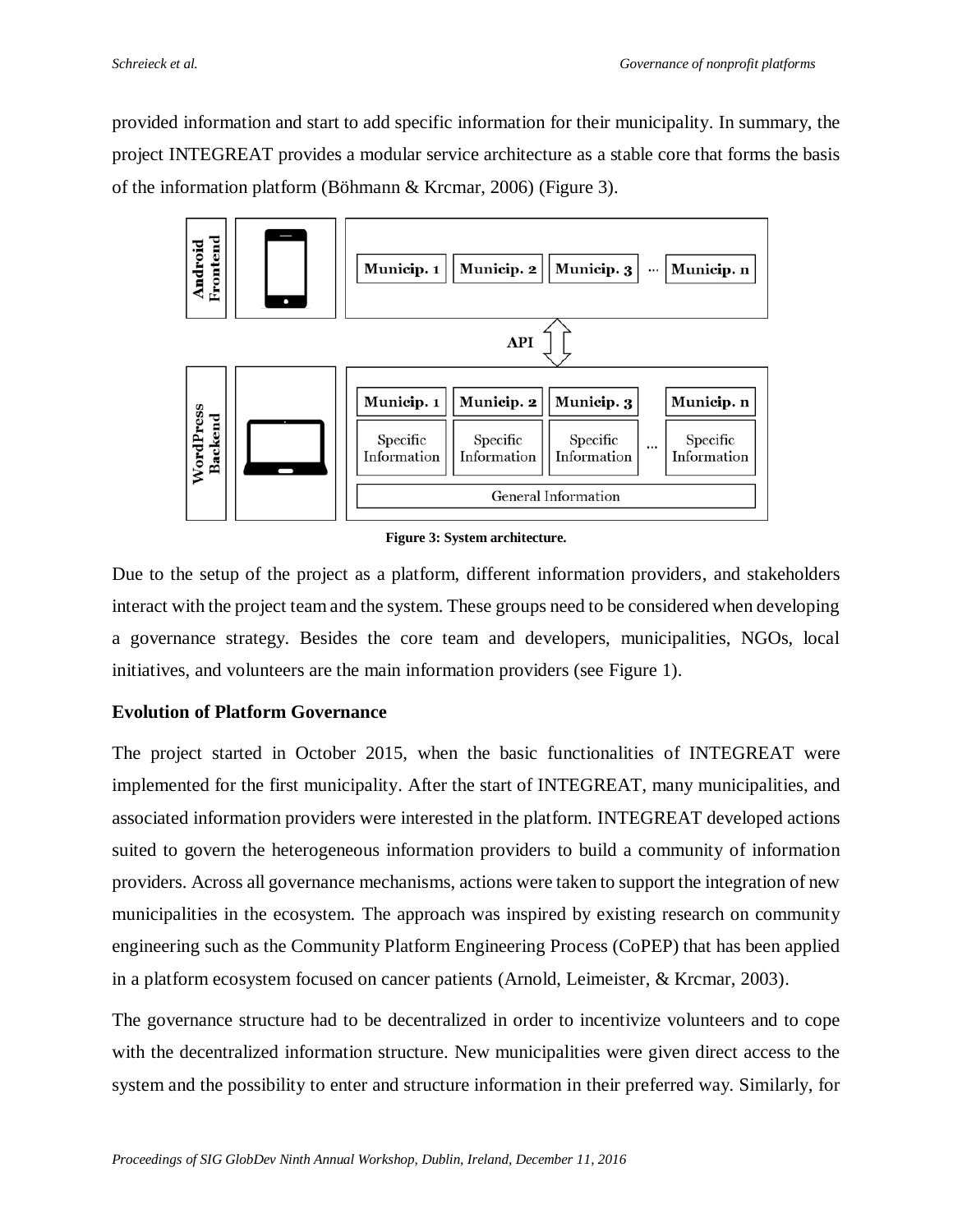provided information and start to add specific information for their municipality. In summary, the project INTEGREAT provides a modular service architecture as a stable core that forms the basis of the information platform (Böhmann & Krcmar, 2006) (Figure 3).

**Figure 3: System architecture.**

Due to the setup of the project as a platform, different information providers, and stakeholders interact with the project team and the system. These groups need to be considered when developing a governance strategy. Besides the core team and developers, municipalities, NGOs, local initiatives, and volunteers are the main information providers (see Figure 1).

### Evolution of Platform Governance

The project started in October 2015, when the basic functionalities of INTEGREAT were implemented for the first municipality. After the start of INTEGREAT, many municipalities, and associated information providers were interested in the platform. INTEGREAT developed actions suited to govern the heterogeneous information providers to build a community of information providers. Across all governance mechanisms, actions were taken to support the integration of new municipalities in the ecosystem. The approach was inspired by existing research on community engineering such as the Community Platform Engineering Process (CoPEP) that has been applied in a platform ecosystem focused on cancer patients (Arnold, Leimeister, & Krcmar, 2003).

The governance structure had to be decentralized in order to incentivize volunteers and to cope with the decentralized information structure. New municipalities were given direct access to the system and the possibility to enter and structure information in their preferred way. Similarly, for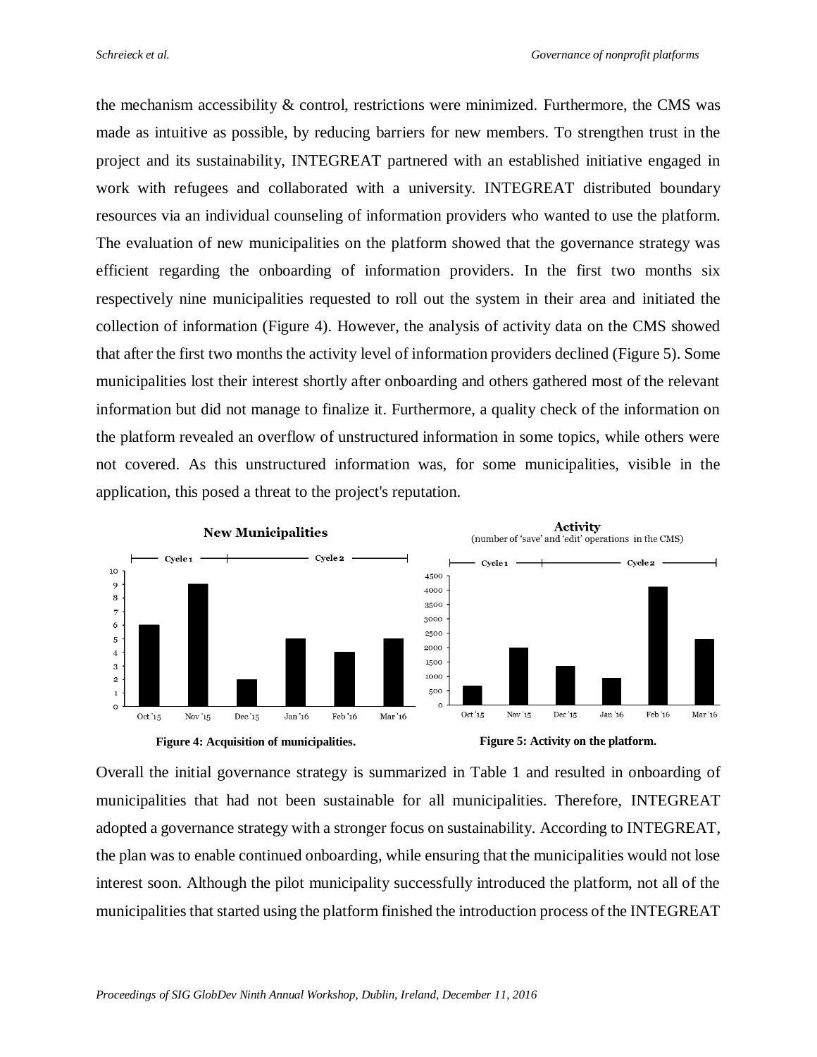the mechanism accessibility & control, restrictions were minimized. Furthermore, the CMS was made as intuitive as possible, by reducing barriers for new members. To strengthen trust in the project and its sustainability, INTEGREAT partnered with an established initiative engaged in work with refugees and collaborated with a university. INTEGREAT distributed boundary resources via an individual counseling of information providers who wanted to use the platform. The evaluation of new municipalities on the platform showed that the governance strategy was efficient regarding the onboarding of information providers. In the first two months six respectively nine municipalities requested to roll out the system in their area and initiated the collection of information (Figure 4). However, the analysis of activity data on the CMS showed that after the first two months the activity level of information providers declined (Figure 5). Some municipalities lost their interest shortly after onboarding and others gathered most of the relevant information but did not manage to finalize it. Furthermore, a quality check of the information on the platform revealed an overflow of unstructured information in some topics, while others were not covered. As this unstructured information was, for some municipalities, visible in the application, this posed a threat to the project's reputation.

**Figure 4: Acquisition of municipalities.**

**Figure 5: Activity on the platform.**

Overall the initial governance strategy is summarized in Table 1 and resulted in onboarding of municipalities that had not been sustainable for all municipalities. Therefore, INTEGREAT adopted a governance strategy with a stronger focus on sustainability. According to INTEGREAT, the plan was to enable continued onboarding, while ensuring that the municipalities would not lose interest soon. Although the pilot municipality successfully introduced the platform, not all of the municipalities that started using the platform finished the introduction process of the INTEGREAT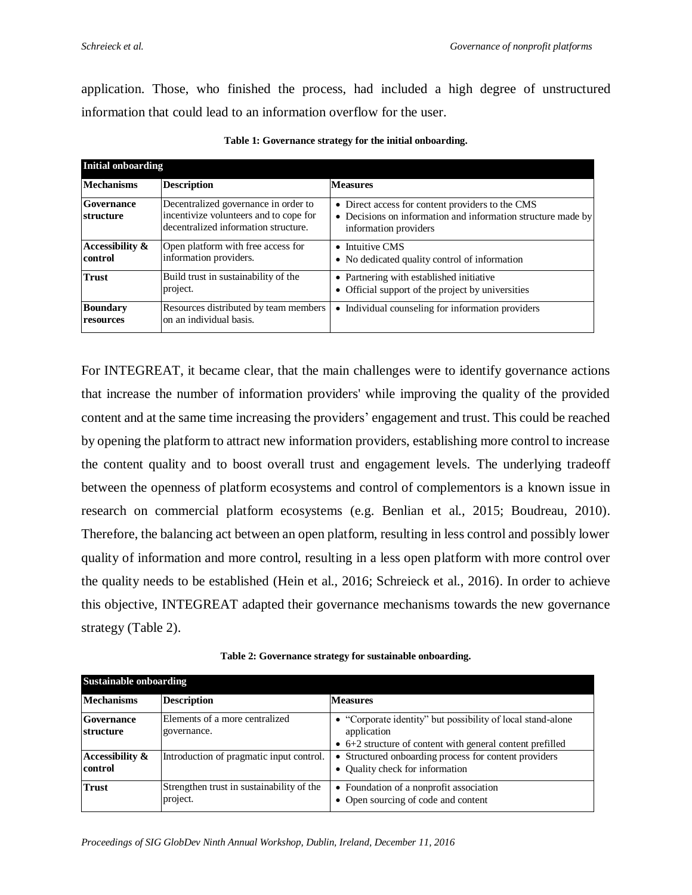application. Those, who finished the process, had included a high degree of unstructured information that could lead to an information overflow for the user.

**Table 1: Governance strategy for the initial onboarding.**

| **Initial onboarding** | | |
|---|---|---|
| **Mechanisms** | **Description** | **Measures** |
| **Governance structure** | Decentralized governance in order to incentivize volunteers and to cope for decentralized information structure. | • Direct access for content providers to the CMS<br>• Decisions on information and information structure made by information providers |
| **Accessibility & control** | Open platform with free access for information providers. | • Intuitive CMS<br>• No dedicated quality control of information |
| **Trust** | Build trust in sustainability of the project. | • Partnering with established initiative<br>• Official support of the project by universities |
| **Boundary resources** | Resources distributed by team members on an individual basis. | • Individual counseling for information providers |

For INTEGREAT, it became clear, that the main challenges were to identify governance actions that increase the number of information providers' while improving the quality of the provided content and at the same time increasing the providers' engagement and trust. This could be reached by opening the platform to attract new information providers, establishing more control to increase the content quality and to boost overall trust and engagement levels. The underlying tradeoff between the openness of platform ecosystems and control of complementors is a known issue in research on commercial platform ecosystems (e.g. Benlian et al., 2015; Boudreau, 2010). Therefore, the balancing act between an open platform, resulting in less control and possibly lower quality of information and more control, resulting in a less open platform with more control over the quality needs to be established (Hein et al., 2016; Schreieck et al., 2016). In order to achieve this objective, INTEGREAT adapted their governance mechanisms towards the new governance strategy (Table 2).

**Table 2: Governance strategy for sustainable onboarding.**

| **Sustainable onboarding** | | |
|---|---|---|
| **Mechanisms** | **Description** | **Measures** |
| **Governance structure** | Elements of a more centralized governance. | • "Corporate identity" but possibility of local stand-alone application<br>• 6+2 structure of content with general content prefilled |
| **Accessibility & control** | Introduction of pragmatic input control. | • Structured onboarding process for content providers<br>• Quality check for information |
| **Trust** | Strengthen trust in sustainability of the project. | • Foundation of a nonprofit association<br>• Open sourcing of code and content |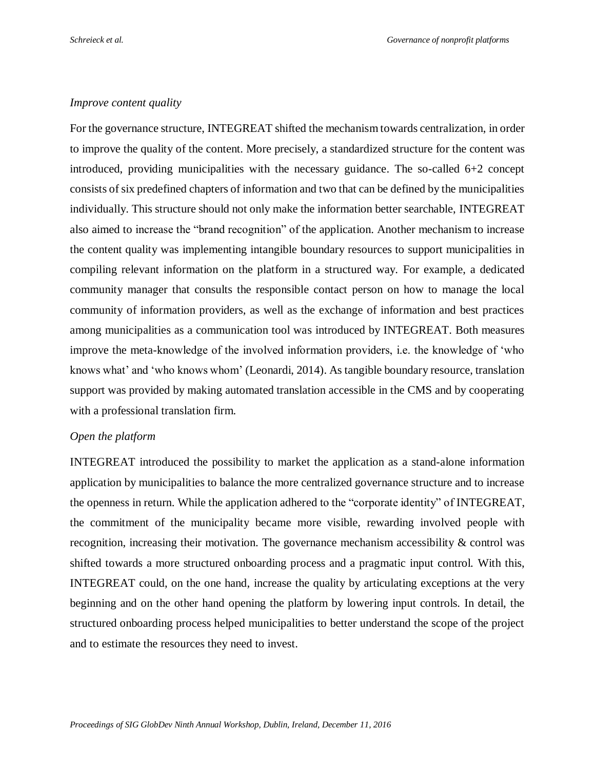*Improve content quality*

For the governance structure, INTEGREAT shifted the mechanism towards centralization, in order to improve the quality of the content. More precisely, a standardized structure for the content was introduced, providing municipalities with the necessary guidance. The so-called 6+2 concept consists of six predefined chapters of information and two that can be defined by the municipalities individually. This structure should not only make the information better searchable, INTEGREAT also aimed to increase the "brand recognition" of the application. Another mechanism to increase the content quality was implementing intangible boundary resources to support municipalities in compiling relevant information on the platform in a structured way. For example, a dedicated community manager that consults the responsible contact person on how to manage the local community of information providers, as well as the exchange of information and best practices among municipalities as a communication tool was introduced by INTEGREAT. Both measures improve the meta-knowledge of the involved information providers, i.e. the knowledge of 'who knows what' and 'who knows whom' (Leonardi, 2014). As tangible boundary resource, translation support was provided by making automated translation accessible in the CMS and by cooperating with a professional translation firm.

*Open the platform*

INTEGREAT introduced the possibility to market the application as a stand-alone information application by municipalities to balance the more centralized governance structure and to increase the openness in return. While the application adhered to the "corporate identity" of INTEGREAT, the commitment of the municipality became more visible, rewarding involved people with recognition, increasing their motivation. The governance mechanism accessibility & control was shifted towards a more structured onboarding process and a pragmatic input control. With this, INTEGREAT could, on the one hand, increase the quality by articulating exceptions at the very beginning and on the other hand opening the platform by lowering input controls. In detail, the structured onboarding process helped municipalities to better understand the scope of the project and to estimate the resources they need to invest.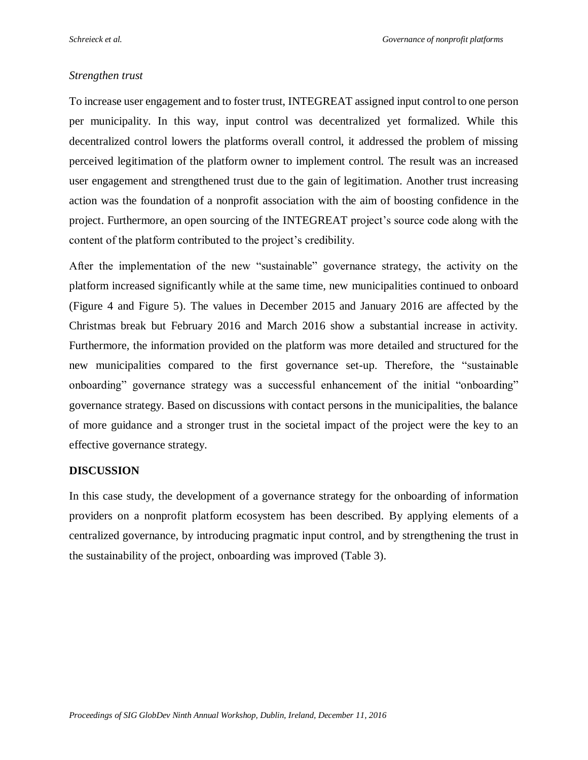*Strengthen trust*

To increase user engagement and to foster trust, INTEGREAT assigned input control to one person per municipality. In this way, input control was decentralized yet formalized. While this decentralized control lowers the platforms overall control, it addressed the problem of missing perceived legitimation of the platform owner to implement control. The result was an increased user engagement and strengthened trust due to the gain of legitimation. Another trust increasing action was the foundation of a nonprofit association with the aim of boosting confidence in the project. Furthermore, an open sourcing of the INTEGREAT project's source code along with the content of the platform contributed to the project's credibility.

After the implementation of the new "sustainable" governance strategy, the activity on the platform increased significantly while at the same time, new municipalities continued to onboard (Figure 4 and Figure 5). The values in December 2015 and January 2016 are affected by the Christmas break but February 2016 and March 2016 show a substantial increase in activity. Furthermore, the information provided on the platform was more detailed and structured for the new municipalities compared to the first governance set-up. Therefore, the "sustainable onboarding" governance strategy was a successful enhancement of the initial "onboarding" governance strategy. Based on discussions with contact persons in the municipalities, the balance of more guidance and a stronger trust in the societal impact of the project were the key to an effective governance strategy.

## DISCUSSION

In this case study, the development of a governance strategy for the onboarding of information providers on a nonprofit platform ecosystem has been described. By applying elements of a centralized governance, by introducing pragmatic input control, and by strengthening the trust in the sustainability of the project, onboarding was improved (Table 3).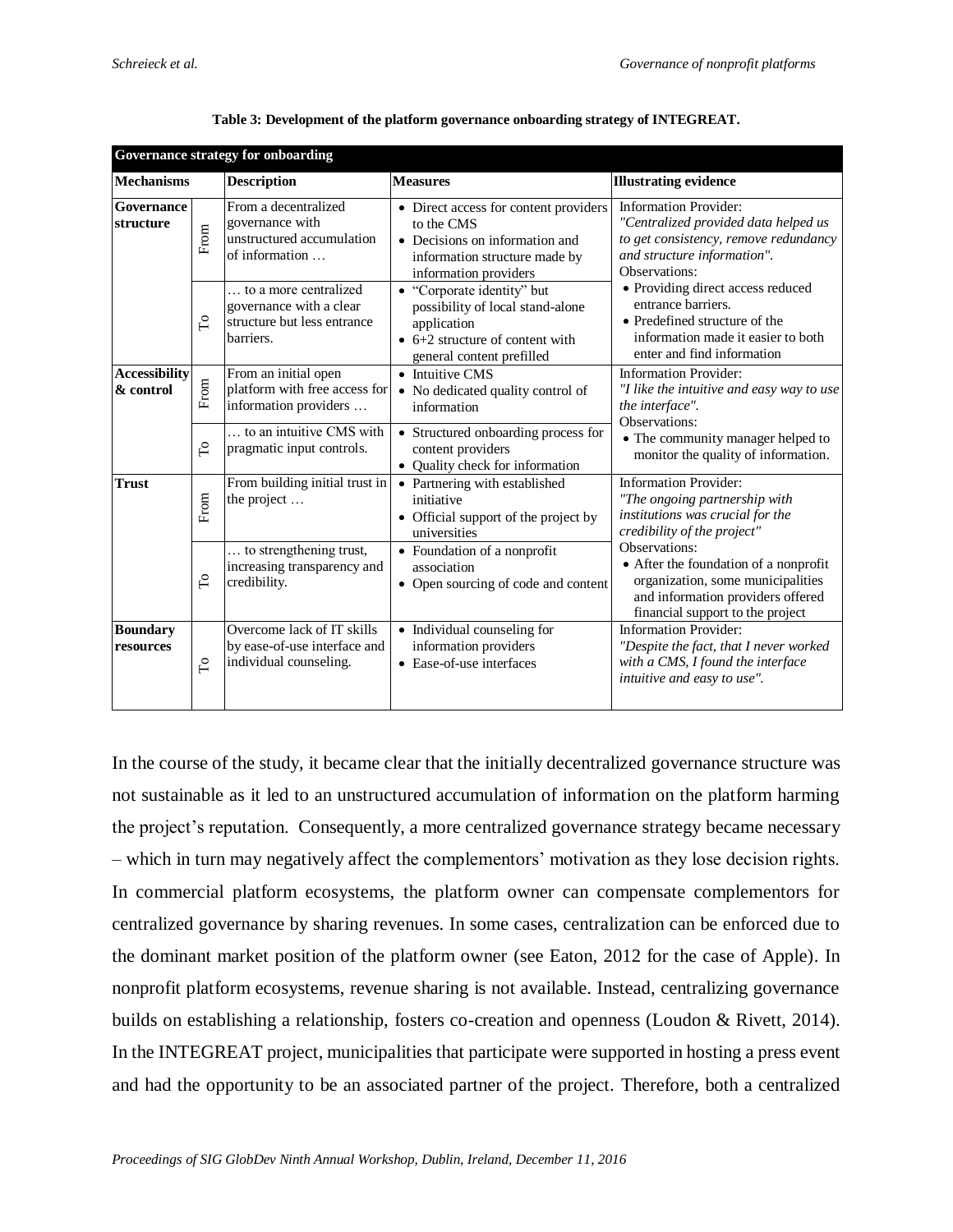**Table 3: Development of the platform governance onboarding strategy of INTEGREAT.**

| **Governance strategy for onboarding** | | | | |
|---|---|---|---|---|
| **Mechanisms** | | **Description** | **Measures** | **Illustrating evidence** |
| **Governance structure** | From | From a decentralized governance with unstructured accumulation of information … | • Direct access for content providers to the CMS<br>• Decisions on information and information structure made by information providers | Information Provider:<br>*"Centralized provided data helped us to get consistency, remove redundancy and structure information".*<br>Observations:<br>• Providing direct access reduced entrance barriers.<br>• Predefined structure of the information made it easier to both enter and find information |
| | To | … to a more centralized governance with a clear structure but less entrance barriers. | • "Corporate identity" but possibility of local stand-alone application<br>• 6+2 structure of content with general content prefilled | |
| **Accessibility & control** | From | From an initial open platform with free access for information providers … | • Intuitive CMS<br>• No dedicated quality control of information | Information Provider:<br>*"I like the intuitive and easy way to use the interface".*<br>Observations:<br>• The community manager helped to monitor the quality of information. |
| | To | … to an intuitive CMS with pragmatic input controls. | • Structured onboarding process for content providers<br>• Quality check for information | |
| **Trust** | From | From building initial trust in the project … | • Partnering with established initiative<br>• Official support of the project by universities | Information Provider:<br>*"The ongoing partnership with institutions was crucial for the credibility of the project"*<br>Observations:<br>• After the foundation of a nonprofit organization, some municipalities and information providers offered financial support to the project |
| | To | … to strengthening trust, increasing transparency and credibility. | • Foundation of a nonprofit association<br>• Open sourcing of code and content | |
| **Boundary resources** | To | Overcome lack of IT skills by ease-of-use interface and individual counseling. | • Individual counseling for information providers<br>• Ease-of-use interfaces | Information Provider:<br>*"Despite the fact, that I never worked with a CMS, I found the interface intuitive and easy to use".* |

In the course of the study, it became clear that the initially decentralized governance structure was not sustainable as it led to an unstructured accumulation of information on the platform harming the project's reputation. Consequently, a more centralized governance strategy became necessary – which in turn may negatively affect the complementors' motivation as they lose decision rights. In commercial platform ecosystems, the platform owner can compensate complementors for centralized governance by sharing revenues. In some cases, centralization can be enforced due to the dominant market position of the platform owner (see Eaton, 2012 for the case of Apple). In nonprofit platform ecosystems, revenue sharing is not available. Instead, centralizing governance builds on establishing a relationship, fosters co-creation and openness (Loudon & Rivett, 2014). In the INTEGREAT project, municipalities that participate were supported in hosting a press event and had the opportunity to be an associated partner of the project. Therefore, both a centralized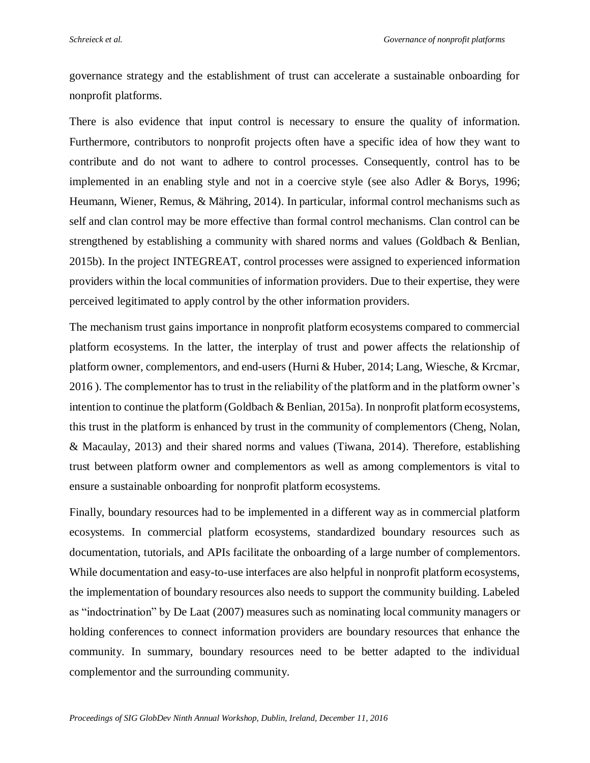governance strategy and the establishment of trust can accelerate a sustainable onboarding for nonprofit platforms.

There is also evidence that input control is necessary to ensure the quality of information. Furthermore, contributors to nonprofit projects often have a specific idea of how they want to contribute and do not want to adhere to control processes. Consequently, control has to be implemented in an enabling style and not in a coercive style (see also Adler & Borys, 1996; Heumann, Wiener, Remus, & Mähring, 2014). In particular, informal control mechanisms such as self and clan control may be more effective than formal control mechanisms. Clan control can be strengthened by establishing a community with shared norms and values (Goldbach & Benlian, 2015b). In the project INTEGREAT, control processes were assigned to experienced information providers within the local communities of information providers. Due to their expertise, they were perceived legitimated to apply control by the other information providers.

The mechanism trust gains importance in nonprofit platform ecosystems compared to commercial platform ecosystems. In the latter, the interplay of trust and power affects the relationship of platform owner, complementors, and end-users (Hurni & Huber, 2014; Lang, Wiesche, & Krcmar, 2016 ). The complementor has to trust in the reliability of the platform and in the platform owner's intention to continue the platform (Goldbach & Benlian, 2015a). In nonprofit platform ecosystems, this trust in the platform is enhanced by trust in the community of complementors (Cheng, Nolan, & Macaulay, 2013) and their shared norms and values (Tiwana, 2014). Therefore, establishing trust between platform owner and complementors as well as among complementors is vital to ensure a sustainable onboarding for nonprofit platform ecosystems.

Finally, boundary resources had to be implemented in a different way as in commercial platform ecosystems. In commercial platform ecosystems, standardized boundary resources such as documentation, tutorials, and APIs facilitate the onboarding of a large number of complementors. While documentation and easy-to-use interfaces are also helpful in nonprofit platform ecosystems, the implementation of boundary resources also needs to support the community building. Labeled as "indoctrination" by De Laat (2007) measures such as nominating local community managers or holding conferences to connect information providers are boundary resources that enhance the community. In summary, boundary resources need to be better adapted to the individual complementor and the surrounding community.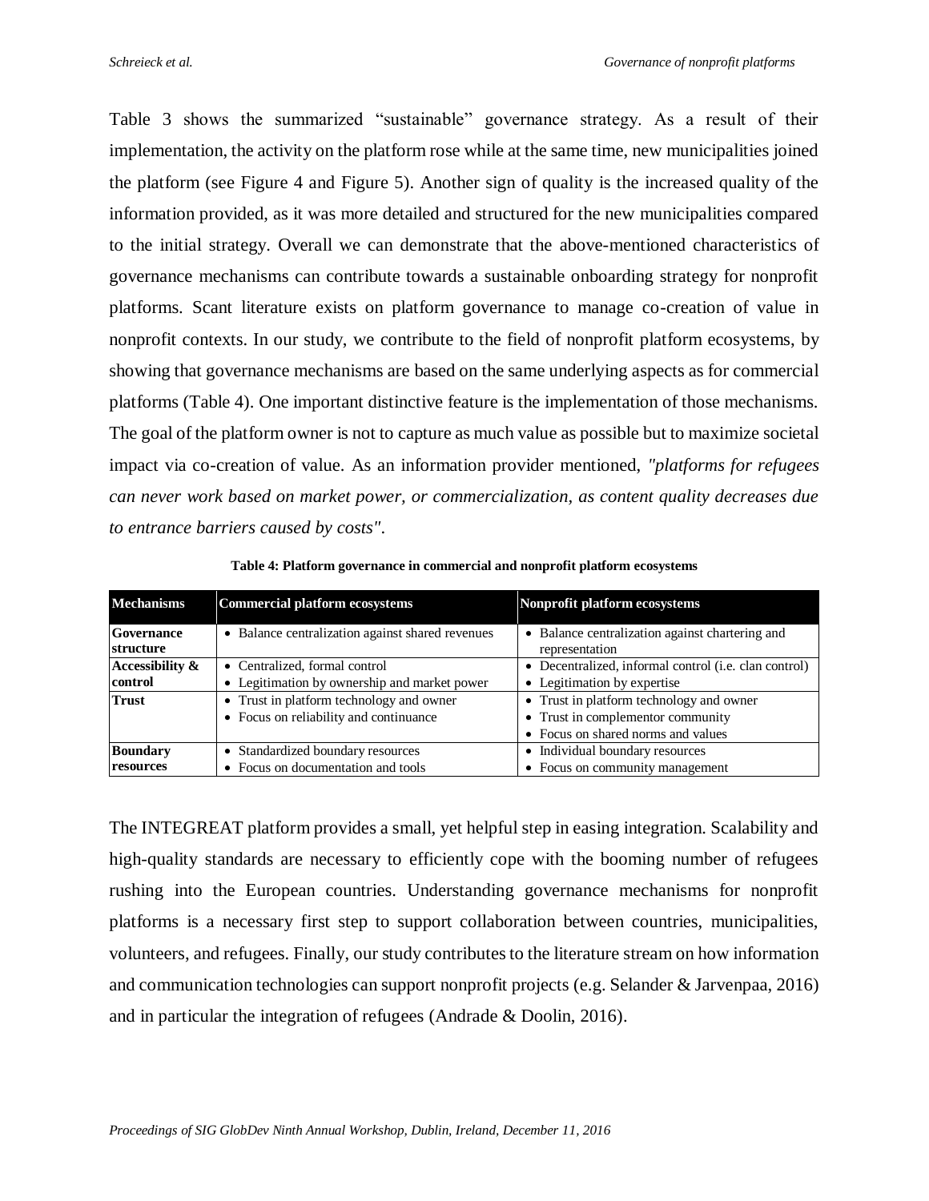Table 3 shows the summarized "sustainable" governance strategy. As a result of their implementation, the activity on the platform rose while at the same time, new municipalities joined the platform (see Figure 4 and Figure 5). Another sign of quality is the increased quality of the information provided, as it was more detailed and structured for the new municipalities compared to the initial strategy. Overall we can demonstrate that the above-mentioned characteristics of governance mechanisms can contribute towards a sustainable onboarding strategy for nonprofit platforms. Scant literature exists on platform governance to manage co-creation of value in nonprofit contexts. In our study, we contribute to the field of nonprofit platform ecosystems, by showing that governance mechanisms are based on the same underlying aspects as for commercial platforms (Table 4). One important distinctive feature is the implementation of those mechanisms. The goal of the platform owner is not to capture as much value as possible but to maximize societal impact via co-creation of value. As an information provider mentioned, *"platforms for refugees can never work based on market power, or commercialization, as content quality decreases due to entrance barriers caused by costs"*.

**Table 4: Platform governance in commercial and nonprofit platform ecosystems**

| Mechanisms | Commercial platform ecosystems | Nonprofit platform ecosystems |
|---|---|---|
| **Governance structure** | • Balance centralization against shared revenues | • Balance centralization against chartering and representation |
| **Accessibility & control** | • Centralized, formal control<br>• Legitimation by ownership and market power | • Decentralized, informal control (i.e. clan control)<br>• Legitimation by expertise |
| **Trust** | • Trust in platform technology and owner<br>• Focus on reliability and continuance | • Trust in platform technology and owner<br>• Trust in complementor community<br>• Focus on shared norms and values |
| **Boundary resources** | • Standardized boundary resources<br>• Focus on documentation and tools | • Individual boundary resources<br>• Focus on community management |

The INTEGREAT platform provides a small, yet helpful step in easing integration. Scalability and high-quality standards are necessary to efficiently cope with the booming number of refugees rushing into the European countries. Understanding governance mechanisms for nonprofit platforms is a necessary first step to support collaboration between countries, municipalities, volunteers, and refugees. Finally, our study contributes to the literature stream on how information and communication technologies can support nonprofit projects (e.g. Selander & Jarvenpaa, 2016) and in particular the integration of refugees (Andrade & Doolin, 2016).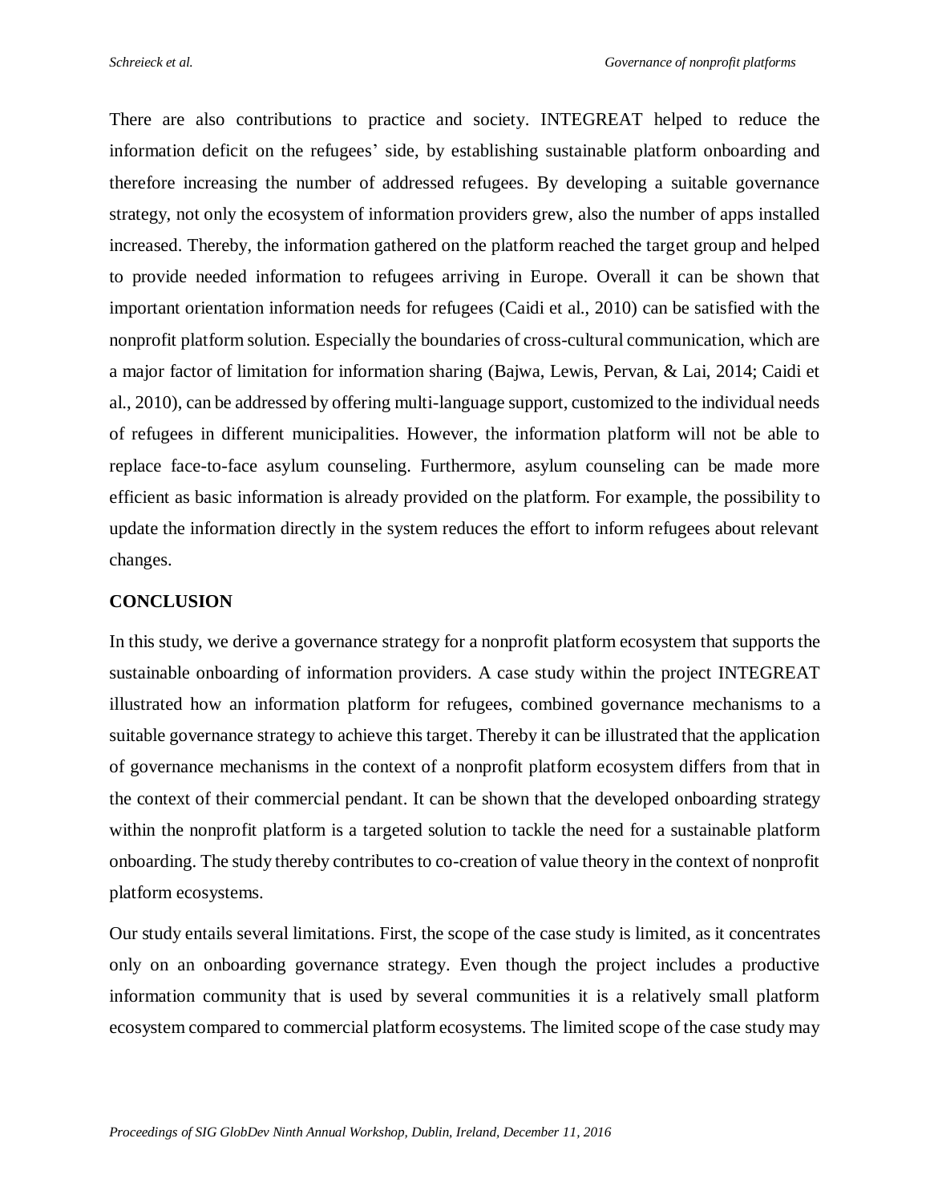There are also contributions to practice and society. INTEGREAT helped to reduce the information deficit on the refugees' side, by establishing sustainable platform onboarding and therefore increasing the number of addressed refugees. By developing a suitable governance strategy, not only the ecosystem of information providers grew, also the number of apps installed increased. Thereby, the information gathered on the platform reached the target group and helped to provide needed information to refugees arriving in Europe. Overall it can be shown that important orientation information needs for refugees (Caidi et al., 2010) can be satisfied with the nonprofit platform solution. Especially the boundaries of cross-cultural communication, which are a major factor of limitation for information sharing (Bajwa, Lewis, Pervan, & Lai, 2014; Caidi et al., 2010), can be addressed by offering multi-language support, customized to the individual needs of refugees in different municipalities. However, the information platform will not be able to replace face-to-face asylum counseling. Furthermore, asylum counseling can be made more efficient as basic information is already provided on the platform. For example, the possibility to update the information directly in the system reduces the effort to inform refugees about relevant changes.

## CONCLUSION

In this study, we derive a governance strategy for a nonprofit platform ecosystem that supports the sustainable onboarding of information providers. A case study within the project INTEGREAT illustrated how an information platform for refugees, combined governance mechanisms to a suitable governance strategy to achieve this target. Thereby it can be illustrated that the application of governance mechanisms in the context of a nonprofit platform ecosystem differs from that in the context of their commercial pendant. It can be shown that the developed onboarding strategy within the nonprofit platform is a targeted solution to tackle the need for a sustainable platform onboarding. The study thereby contributes to co-creation of value theory in the context of nonprofit platform ecosystems.

Our study entails several limitations. First, the scope of the case study is limited, as it concentrates only on an onboarding governance strategy. Even though the project includes a productive information community that is used by several communities it is a relatively small platform ecosystem compared to commercial platform ecosystems. The limited scope of the case study may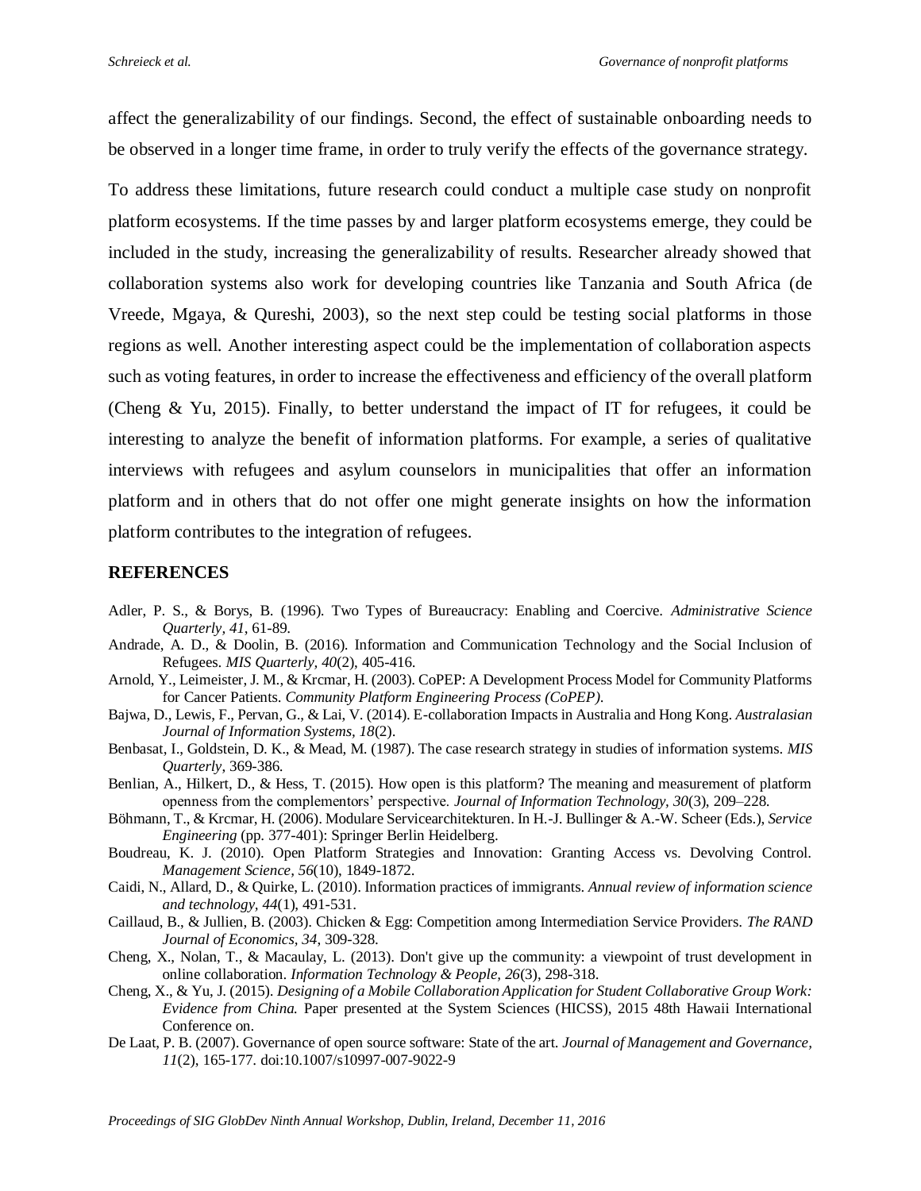affect the generalizability of our findings. Second, the effect of sustainable onboarding needs to be observed in a longer time frame, in order to truly verify the effects of the governance strategy.

To address these limitations, future research could conduct a multiple case study on nonprofit platform ecosystems. If the time passes by and larger platform ecosystems emerge, they could be included in the study, increasing the generalizability of results. Researcher already showed that collaboration systems also work for developing countries like Tanzania and South Africa (de Vreede, Mgaya, & Qureshi, 2003), so the next step could be testing social platforms in those regions as well. Another interesting aspect could be the implementation of collaboration aspects such as voting features, in order to increase the effectiveness and efficiency of the overall platform (Cheng & Yu, 2015). Finally, to better understand the impact of IT for refugees, it could be interesting to analyze the benefit of information platforms. For example, a series of qualitative interviews with refugees and asylum counselors in municipalities that offer an information platform and in others that do not offer one might generate insights on how the information platform contributes to the integration of refugees.

## REFERENCES

Adler, P. S., & Borys, B. (1996). Two Types of Bureaucracy: Enabling and Coercive. *Administrative Science Quarterly, 41*, 61-89.

Andrade, A. D., & Doolin, B. (2016). Information and Communication Technology and the Social Inclusion of Refugees. *MIS Quarterly, 40*(2), 405-416.

Arnold, Y., Leimeister, J. M., & Krcmar, H. (2003). CoPEP: A Development Process Model for Community Platforms for Cancer Patients. *Community Platform Engineering Process (CoPEP)*.

Bajwa, D., Lewis, F., Pervan, G., & Lai, V. (2014). E-collaboration Impacts in Australia and Hong Kong. *Australasian Journal of Information Systems, 18*(2).

Benbasat, I., Goldstein, D. K., & Mead, M. (1987). The case research strategy in studies of information systems. *MIS Quarterly*, 369-386.

Benlian, A., Hilkert, D., & Hess, T. (2015). How open is this platform? The meaning and measurement of platform openness from the complementors' perspective. *Journal of Information Technology, 30*(3), 209–228.

Böhmann, T., & Krcmar, H. (2006). Modulare Servicearchitekturen. In H.-J. Bullinger & A.-W. Scheer (Eds.), *Service Engineering* (pp. 377-401): Springer Berlin Heidelberg.

Boudreau, K. J. (2010). Open Platform Strategies and Innovation: Granting Access vs. Devolving Control. *Management Science, 56*(10), 1849-1872.

Caidi, N., Allard, D., & Quirke, L. (2010). Information practices of immigrants. *Annual review of information science and technology, 44*(1), 491-531.

Caillaud, B., & Jullien, B. (2003). Chicken & Egg: Competition among Intermediation Service Providers. *The RAND Journal of Economics, 34*, 309-328.

Cheng, X., Nolan, T., & Macaulay, L. (2013). Don't give up the community: a viewpoint of trust development in online collaboration. *Information Technology & People, 26*(3), 298-318.

Cheng, X., & Yu, J. (2015). *Designing of a Mobile Collaboration Application for Student Collaborative Group Work: Evidence from China.* Paper presented at the System Sciences (HICSS), 2015 48th Hawaii International Conference on.

De Laat, P. B. (2007). Governance of open source software: State of the art. *Journal of Management and Governance, 11*(2), 165-177. doi:10.1007/s10997-007-9022-9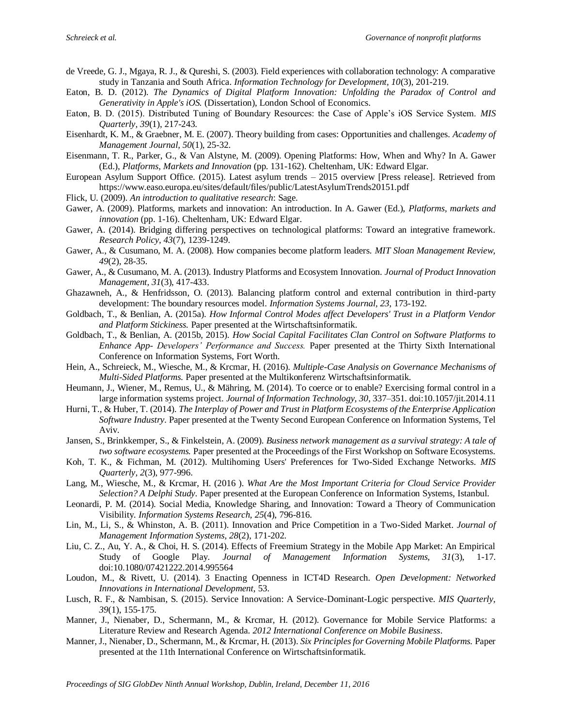de Vreede, G. J., Mgaya, R. J., & Qureshi, S. (2003). Field experiences with collaboration technology: A comparative study in Tanzania and South Africa. *Information Technology for Development, 10*(3), 201-219.

Eaton, B. D. (2012). *The Dynamics of Digital Platform Innovation: Unfolding the Paradox of Control and Generativity in Apple's iOS.* (Dissertation), London School of Economics.

Eaton, B. D. (2015). Distributed Tuning of Boundary Resources: the Case of Apple's iOS Service System. *MIS Quarterly, 39*(1), 217-243.

Eisenhardt, K. M., & Graebner, M. E. (2007). Theory building from cases: Opportunities and challenges. *Academy of Management Journal, 50*(1), 25-32.

Eisenmann, T. R., Parker, G., & Van Alstyne, M. (2009). Opening Platforms: How, When and Why? In A. Gawer (Ed.), *Platforms, Markets and Innovation* (pp. 131-162). Cheltenham, UK: Edward Elgar.

European Asylum Support Office. (2015). Latest asylum trends – 2015 overview [Press release]. Retrieved from https://www.easo.europa.eu/sites/default/files/public/LatestAsylumTrends20151.pdf

Flick, U. (2009). *An introduction to qualitative research*: Sage.

Gawer, A. (2009). Platforms, markets and innovation: An introduction. In A. Gawer (Ed.), *Platforms, markets and innovation* (pp. 1-16). Cheltenham, UK: Edward Elgar.

Gawer, A. (2014). Bridging differing perspectives on technological platforms: Toward an integrative framework. *Research Policy, 43*(7), 1239-1249.

Gawer, A., & Cusumano, M. A. (2008). How companies become platform leaders. *MIT Sloan Management Review, 49*(2), 28-35.

Gawer, A., & Cusumano, M. A. (2013). Industry Platforms and Ecosystem Innovation. *Journal of Product Innovation Management, 31*(3), 417-433.

Ghazawneh, A., & Henfridsson, O. (2013). Balancing platform control and external contribution in third-party development: The boundary resources model. *Information Systems Journal, 23*, 173-192.

Goldbach, T., & Benlian, A. (2015a). *How Informal Control Modes affect Developers' Trust in a Platform Vendor and Platform Stickiness.* Paper presented at the Wirtschaftsinformatik.

Goldbach, T., & Benlian, A. (2015b, 2015). *How Social Capital Facilitates Clan Control on Software Platforms to Enhance App- Developers' Performance and Success.* Paper presented at the Thirty Sixth International Conference on Information Systems, Fort Worth.

Hein, A., Schreieck, M., Wiesche, M., & Krcmar, H. (2016). *Multiple-Case Analysis on Governance Mechanisms of Multi-Sided Platforms.* Paper presented at the Multikonferenz Wirtschaftsinformatik.

Heumann, J., Wiener, M., Remus, U., & Mähring, M. (2014). To coerce or to enable? Exercising formal control in a large information systems project. *Journal of Information Technology, 30*, 337–351. doi:10.1057/jit.2014.11

Hurni, T., & Huber, T. (2014). *The Interplay of Power and Trust in Platform Ecosystems of the Enterprise Application Software Industry.* Paper presented at the Twenty Second European Conference on Information Systems, Tel Aviv.

Jansen, S., Brinkkemper, S., & Finkelstein, A. (2009). *Business network management as a survival strategy: A tale of two software ecosystems.* Paper presented at the Proceedings of the First Workshop on Software Ecosystems.

Koh, T. K., & Fichman, M. (2012). Multihoming Users' Preferences for Two-Sided Exchange Networks. *MIS Quarterly, 2*(3), 977-996.

Lang, M., Wiesche, M., & Krcmar, H. (2016 ). *What Are the Most Important Criteria for Cloud Service Provider Selection? A Delphi Study.* Paper presented at the European Conference on Information Systems, Istanbul.

Leonardi, P. M. (2014). Social Media, Knowledge Sharing, and Innovation: Toward a Theory of Communication Visibility. *Information Systems Research, 25*(4), 796-816.

Lin, M., Li, S., & Whinston, A. B. (2011). Innovation and Price Competition in a Two-Sided Market. *Journal of Management Information Systems, 28*(2), 171-202.

Liu, C. Z., Au, Y. A., & Choi, H. S. (2014). Effects of Freemium Strategy in the Mobile App Market: An Empirical Study of Google Play. *Journal of Management Information Systems, 31*(3), 1-17. doi:10.1080/07421222.2014.995564

Loudon, M., & Rivett, U. (2014). 3 Enacting Openness in ICT4D Research. *Open Development: Networked Innovations in International Development*, 53.

Lusch, R. F., & Nambisan, S. (2015). Service Innovation: A Service-Dominant-Logic perspective. *MIS Quarterly, 39*(1), 155-175.

Manner, J., Nienaber, D., Schermann, M., & Krcmar, H. (2012). Governance for Mobile Service Platforms: a Literature Review and Research Agenda. *2012 International Conference on Mobile Business*.

Manner, J., Nienaber, D., Schermann, M., & Krcmar, H. (2013). *Six Principles for Governing Mobile Platforms.* Paper presented at the 11th International Conference on Wirtschaftsinformatik.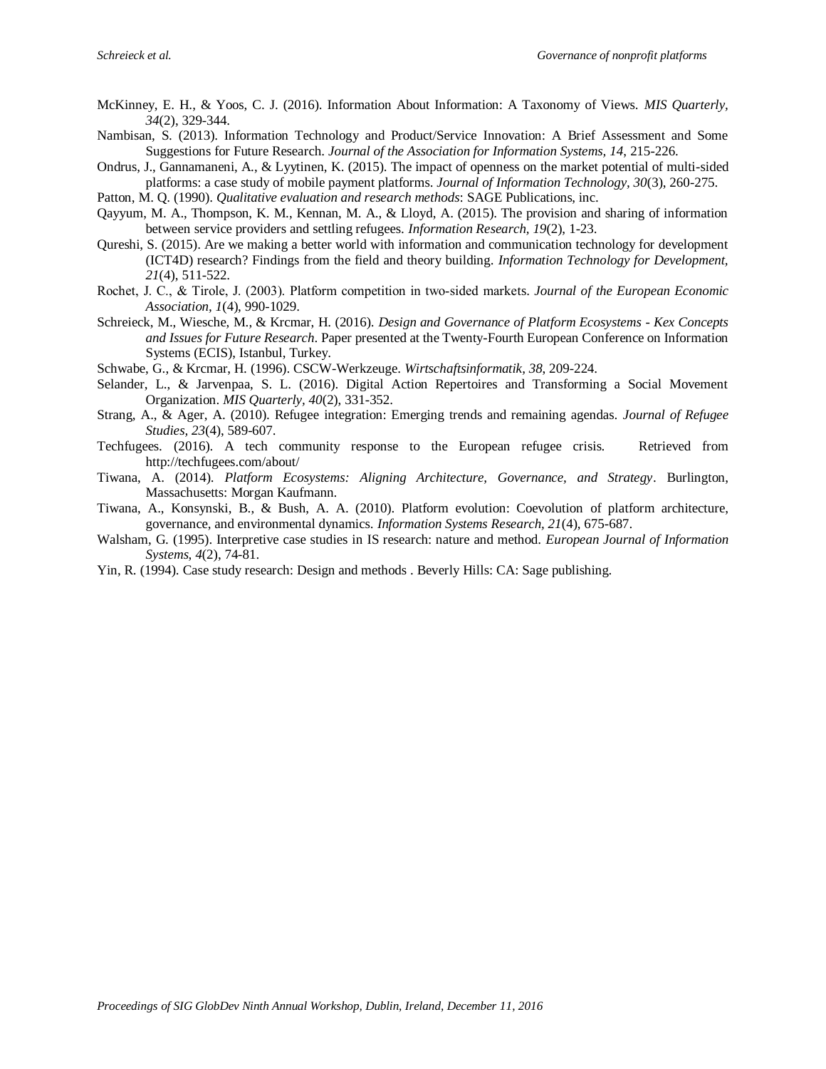McKinney, E. H., & Yoos, C. J. (2016). Information About Information: A Taxonomy of Views. *MIS Quarterly, 34*(2), 329-344.

Nambisan, S. (2013). Information Technology and Product/Service Innovation: A Brief Assessment and Some Suggestions for Future Research. *Journal of the Association for Information Systems, 14*, 215-226.

Ondrus, J., Gannamaneni, A., & Lyytinen, K. (2015). The impact of openness on the market potential of multi-sided platforms: a case study of mobile payment platforms. *Journal of Information Technology, 30*(3), 260-275.

Patton, M. Q. (1990). *Qualitative evaluation and research methods*: SAGE Publications, inc.

Qayyum, M. A., Thompson, K. M., Kennan, M. A., & Lloyd, A. (2015). The provision and sharing of information between service providers and settling refugees. *Information Research, 19*(2), 1-23.

Qureshi, S. (2015). Are we making a better world with information and communication technology for development (ICT4D) research? Findings from the field and theory building. *Information Technology for Development, 21*(4), 511-522.

Rochet, J. C., & Tirole, J. (2003). Platform competition in two-sided markets. *Journal of the European Economic Association, 1*(4), 990-1029.

Schreieck, M., Wiesche, M., & Krcmar, H. (2016). *Design and Governance of Platform Ecosystems - Kex Concepts and Issues for Future Research*. Paper presented at the Twenty-Fourth European Conference on Information Systems (ECIS), Istanbul, Turkey.

Schwabe, G., & Krcmar, H. (1996). CSCW-Werkzeuge. *Wirtschaftsinformatik, 38*, 209-224.

Selander, L., & Jarvenpaa, S. L. (2016). Digital Action Repertoires and Transforming a Social Movement Organization. *MIS Quarterly, 40*(2), 331-352.

Strang, A., & Ager, A. (2010). Refugee integration: Emerging trends and remaining agendas. *Journal of Refugee Studies, 23*(4), 589-607.

Techfugees. (2016). A tech community response to the European refugee crisis. Retrieved from http://techfugees.com/about/

Tiwana, A. (2014). *Platform Ecosystems: Aligning Architecture, Governance, and Strategy*. Burlington, Massachusetts: Morgan Kaufmann.

Tiwana, A., Konsynski, B., & Bush, A. A. (2010). Platform evolution: Coevolution of platform architecture, governance, and environmental dynamics. *Information Systems Research, 21*(4), 675-687.

Walsham, G. (1995). Interpretive case studies in IS research: nature and method. *European Journal of Information Systems, 4*(2), 74-81.

Yin, R. (1994). Case study research: Design and methods . Beverly Hills: CA: Sage publishing.